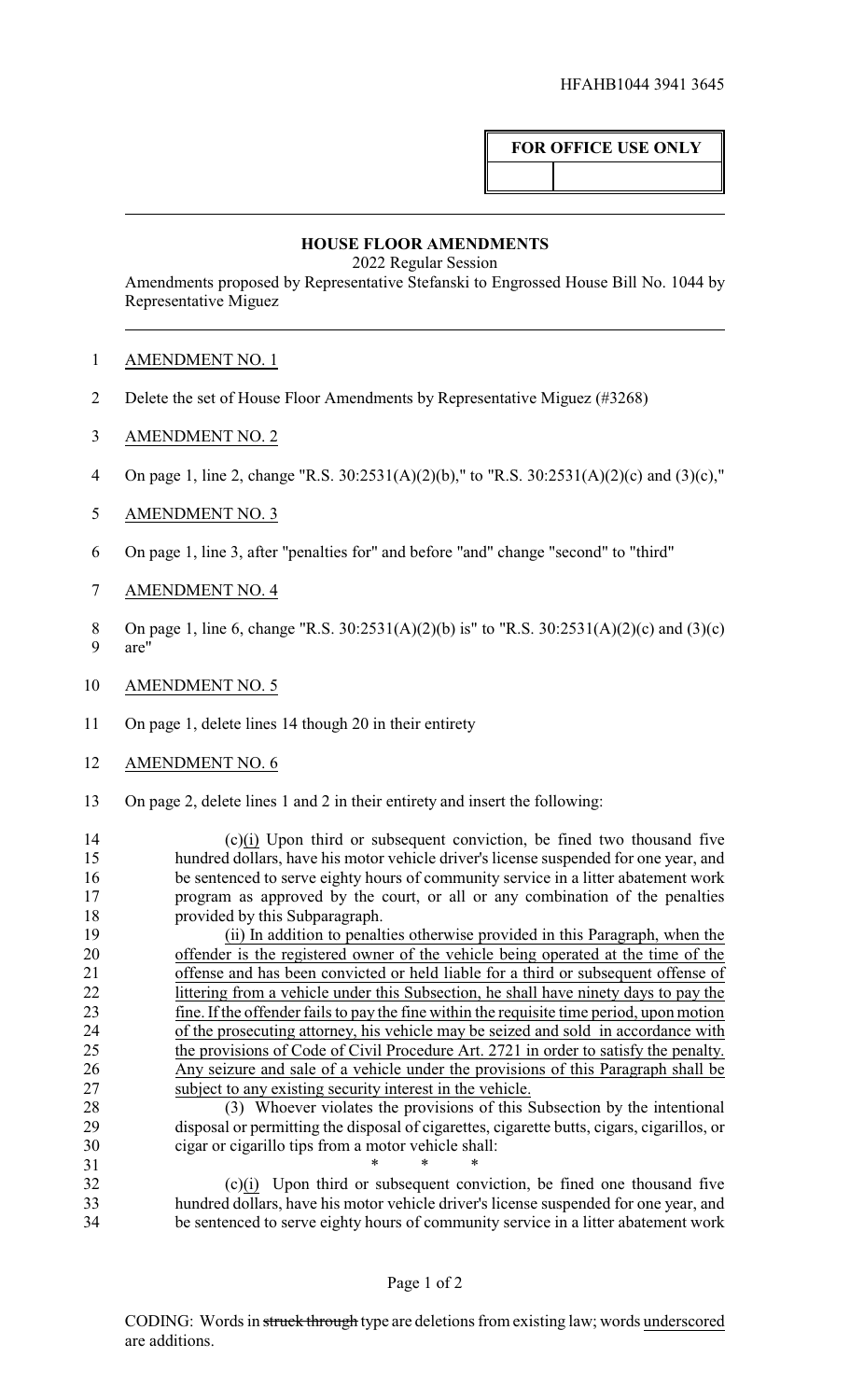HFAHB1044 3941 3645

**FOR OFFICE USE ONLY**

## HOUSE FLOOR AMENDMENTS

2022 Regular Session

Amendments proposed by Representative Stefanski to Engrossed House Bill No. 1044 by Representative Miguez

AMENDMENT NO. 1

Delete the set of House Floor Amendments by Representative Miguez (#3268)

AMENDMENT NO. 2

On page 1, line 2, change "R.S. 30:2531(A)(2)(b)," to "R.S. 30:2531(A)(2)(c) and (3)(c),"

AMENDMENT NO. 3

On page 1, line 3, after "penalties for" and before "and" change "second" to "third"

AMENDMENT NO. 4

On page 1, line 6, change "R.S. 30:2531(A)(2)(b) is" to "R.S. 30:2531(A)(2)(c) and (3)(c) are"

AMENDMENT NO. 5

On page 1, delete lines 14 though 20 in their entirety

AMENDMENT NO. 6

On page 2, delete lines 1 and 2 in their entirety and insert the following:

(c)<u>(i)</u> Upon third or subsequent conviction, be fined two thousand five hundred dollars, have his motor vehicle driver's license suspended for one year, and be sentenced to serve eighty hours of community service in a litter abatement work program as approved by the court, or all or any combination of the penalties provided by this Subparagraph.

<u>(ii) In addition to penalties otherwise provided in this Paragraph, when the offender is the registered owner of the vehicle being operated at the time of the offense and has been convicted or held liable for a third or subsequent offense of littering from a vehicle under this Subsection, he shall have ninety days to pay the fine. If the offender fails to pay the fine within the requisite time period, upon motion of the prosecuting attorney, his vehicle may be seized and sold in accordance with the provisions of Code of Civil Procedure Art. 2721 in order to satisfy the penalty. Any seizure and sale of a vehicle under the provisions of this Paragraph shall be subject to any existing security interest in the vehicle.</u>

(3) Whoever violates the provisions of this Subsection by the intentional disposal or permitting the disposal of cigarettes, cigarette butts, cigars, cigarillos, or cigar or cigarillo tips from a motor vehicle shall:

\* \* \*

(c)<u>(i)</u> Upon third or subsequent conviction, be fined one thousand five hundred dollars, have his motor vehicle driver's license suspended for one year, and be sentenced to serve eighty hours of community service in a litter abatement work

CODING: Words in ~~struck through~~ type are deletions from existing law; words <u>underscored</u> are additions.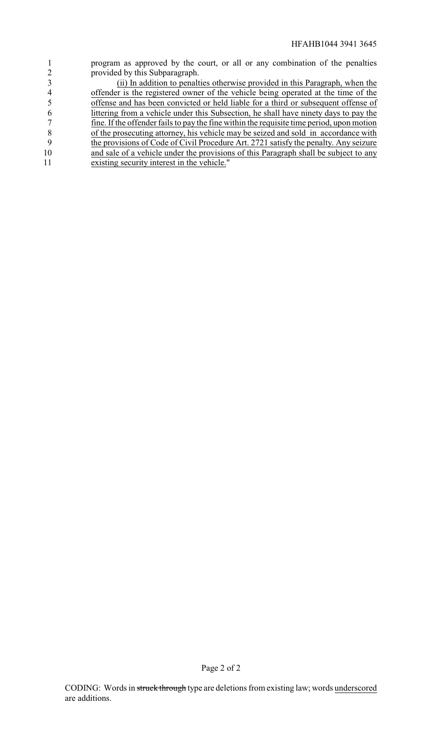program as approved by the court, or all or any combination of the penalties provided by this Subparagraph.

(ii) In addition to penalties otherwise provided in this Paragraph, when the offender is the registered owner of the vehicle being operated at the time of the offense and has been convicted or held liable for a third or subsequent offense of littering from a vehicle under this Subsection, he shall have ninety days to pay the fine. If the offender fails to pay the fine within the requisite time period, upon motion of the prosecuting attorney, his vehicle may be seized and sold in accordance with the provisions of Code of Civil Procedure Art. 2721 satisfy the penalty. Any seizure and sale of a vehicle under the provisions of this Paragraph shall be subject to any existing security interest in the vehicle."

CODING: Words in ~~struck through~~ type are deletions from existing law; words underscored are additions.